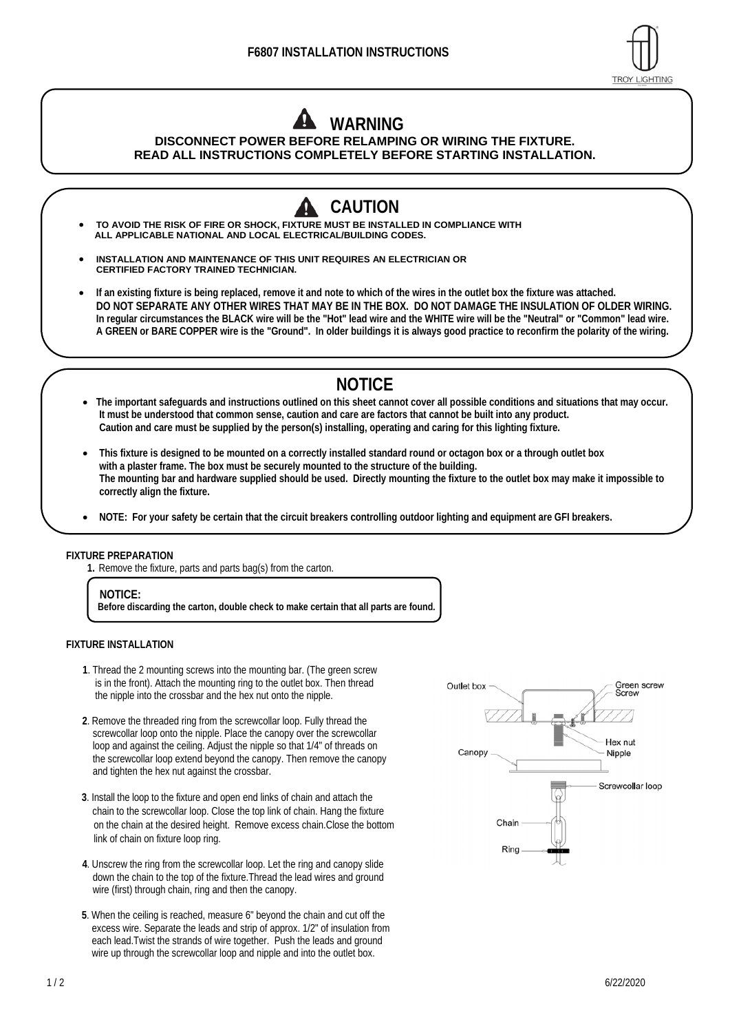# F6807 INSTALLATION INSTRUCTIONS

## WARNING

**DISCONNECT POWER BEFORE RELAMPING OR WIRING THE FIXTURE.**
**READ ALL INSTRUCTIONS COMPLETELY BEFORE STARTING INSTALLATION.**

## CAUTION

- **TO AVOID THE RISK OF FIRE OR SHOCK, FIXTURE MUST BE INSTALLED IN COMPLIANCE WITH ALL APPLICABLE NATIONAL AND LOCAL ELECTRICAL/BUILDING CODES.**
- **INSTALLATION AND MAINTENANCE OF THIS UNIT REQUIRES AN ELECTRICIAN OR CERTIFIED FACTORY TRAINED TECHNICIAN.**
- **If an existing fixture is being replaced, remove it and note to which of the wires in the outlet box the fixture was attached. DO NOT SEPARATE ANY OTHER WIRES THAT MAY BE IN THE BOX. DO NOT DAMAGE THE INSULATION OF OLDER WIRING. In regular circumstances the BLACK wire will be the "Hot" lead wire and the WHITE wire will be the "Neutral" or "Common" lead wire. A GREEN or BARE COPPER wire is the "Ground". In older buildings it is always good practice to reconfirm the polarity of the wiring.**

## NOTICE

- **The important safeguards and instructions outlined on this sheet cannot cover all possible conditions and situations that may occur. It must be understood that common sense, caution and care are factors that cannot be built into any product. Caution and care must be supplied by the person(s) installing, operating and caring for this lighting fixture.**
- **This fixture is designed to be mounted on a correctly installed standard round or octagon box or a through outlet box with a plaster frame. The box must be securely mounted to the structure of the building. The mounting bar and hardware supplied should be used. Directly mounting the fixture to the outlet box may make it impossible to correctly align the fixture.**
- **NOTE: For your safety be certain that the circuit breakers controlling outdoor lighting and equipment are GFI breakers.**

### FIXTURE PREPARATION

**1.** Remove the fixture, parts and parts bag(s) from the carton.

> **NOTICE:**
> **Before discarding the carton, double check to make certain that all parts are found.**

### FIXTURE INSTALLATION

**1**. Thread the 2 mounting screws into the mounting bar. (The green screw is in the front). Attach the mounting ring to the outlet box. Then thread the nipple into the crossbar and the hex nut onto the nipple.

**2**. Remove the threaded ring from the screwcollar loop. Fully thread the screwcollar loop onto the nipple. Place the canopy over the screwcollar loop and against the ceiling. Adjust the nipple so that 1/4" of threads on the screwcollar loop extend beyond the canopy. Then remove the canopy and tighten the hex nut against the crossbar.

**3**. Install the loop to the fixture and open end links of chain and attach the chain to the screwcollar loop. Close the top link of chain. Hang the fixture on the chain at the desired height. Remove excess chain.Close the bottom link of chain on fixture loop ring.

**4**. Unscrew the ring from the screwcollar loop. Let the ring and canopy slide down the chain to the top of the fixture.Thread the lead wires and ground wire (first) through chain, ring and then the canopy.

**5**. When the ceiling is reached, measure 6" beyond the chain and cut off the excess wire. Separate the leads and strip of approx. 1/2" of insulation from each lead.Twist the strands of wire together. Push the leads and ground wire up through the screwcollar loop and nipple and into the outlet box.

Outlet box — Green screw Screw — Hex nut — Nipple — Canopy — Screwcollar loop — Chain — Ring

6/22/2020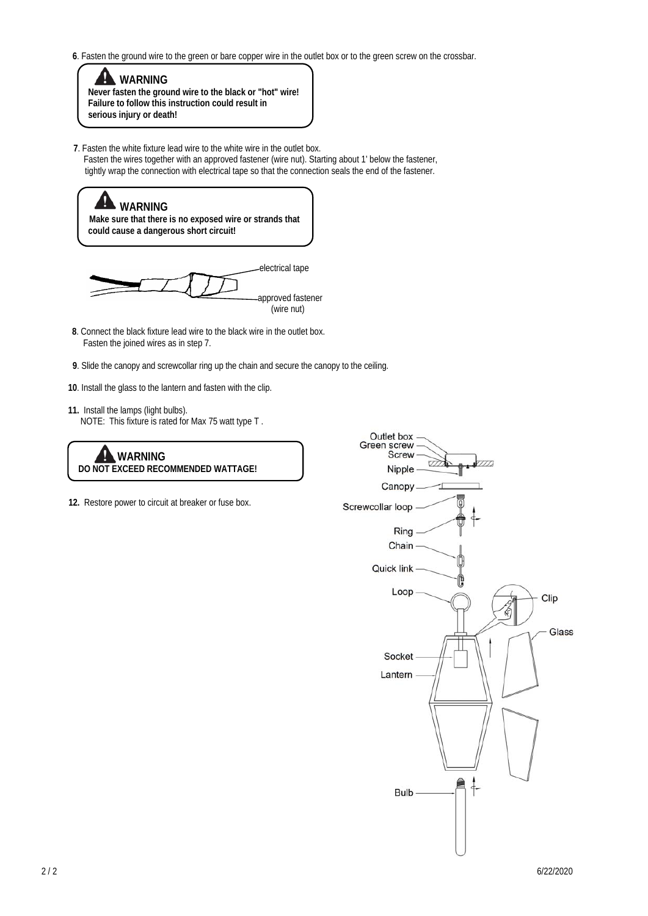**6**. Fasten the ground wire to the green or bare copper wire in the outlet box or to the green screw on the crossbar.

**WARNING**
**Never fasten the ground wire to the black or "hot" wire! Failure to follow this instruction could result in serious injury or death!**

**7**. Fasten the white fixture lead wire to the white wire in the outlet box.
Fasten the wires together with an approved fastener (wire nut). Starting about 1' below the fastener, tightly wrap the connection with electrical tape so that the connection seals the end of the fastener.

**WARNING**
**Make sure that there is no exposed wire or strands that could cause a dangerous short circuit!**

electrical tape

approved fastener
(wire nut)

**8**. Connect the black fixture lead wire to the black wire in the outlet box.
Fasten the joined wires as in step 7.

**9**. Slide the canopy and screwcollar ring up the chain and secure the canopy to the ceiling.

**10**. Install the glass to the lantern and fasten with the clip.

**11.** Install the lamps (light bulbs).
NOTE: This fixture is rated for Max 75 watt type T .

**WARNING**
**DO NOT EXCEED RECOMMENDED WATTAGE!**

**12.** Restore power to circuit at breaker or fuse box.

Outlet box
Green screw
Screw
Nipple
Canopy
Screwcollar loop
Ring
Chain
Quick link
Loop
Clip
Glass
Socket
Lantern
Bulb

6/22/2020